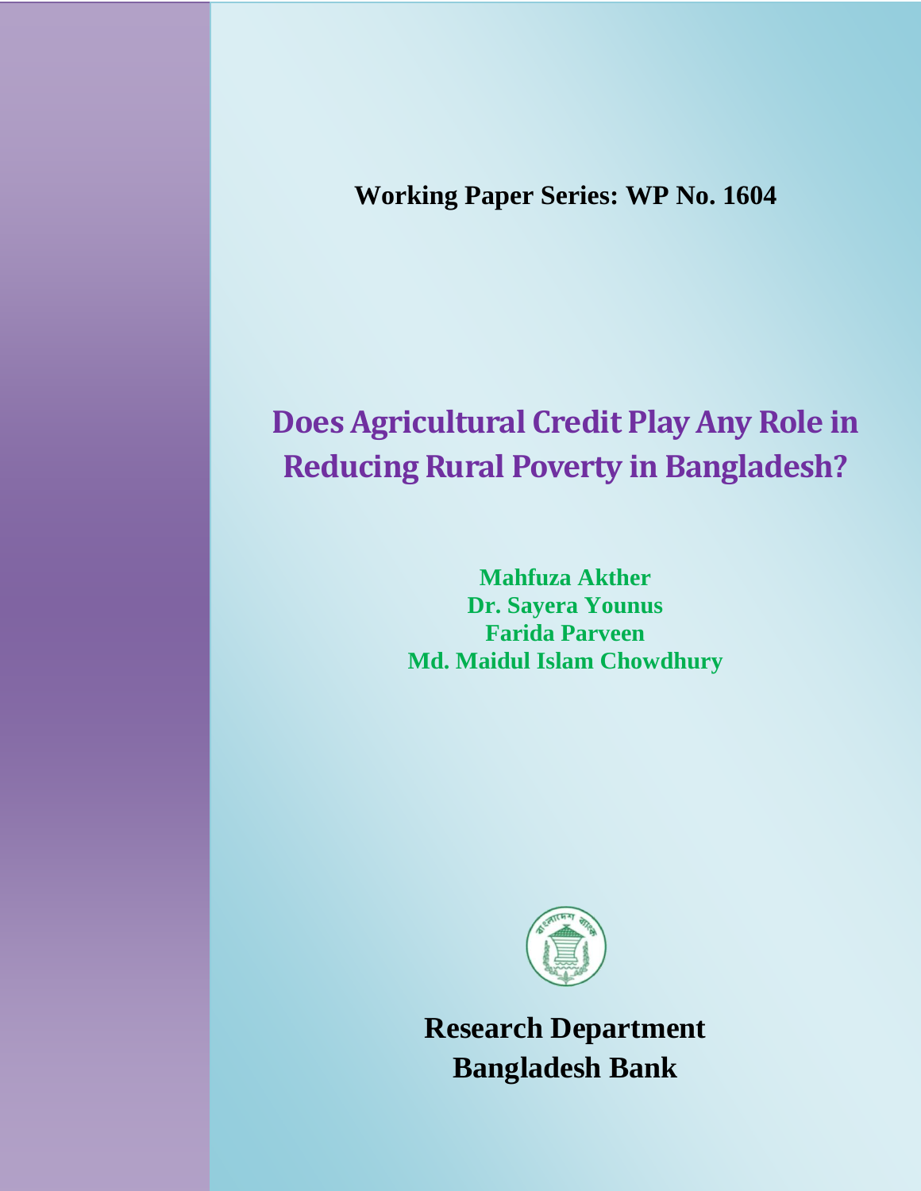**Working Paper Series: WP No. 1604**

# Does Agricultural Credit Play Any Role in Reducing Rural Poverty in Bangladesh?

**Mahfuza Akther**
**Dr. Sayera Younus**
**Farida Parveen**
**Md. Maidul Islam Chowdhury**

**Research Department**
**Bangladesh Bank**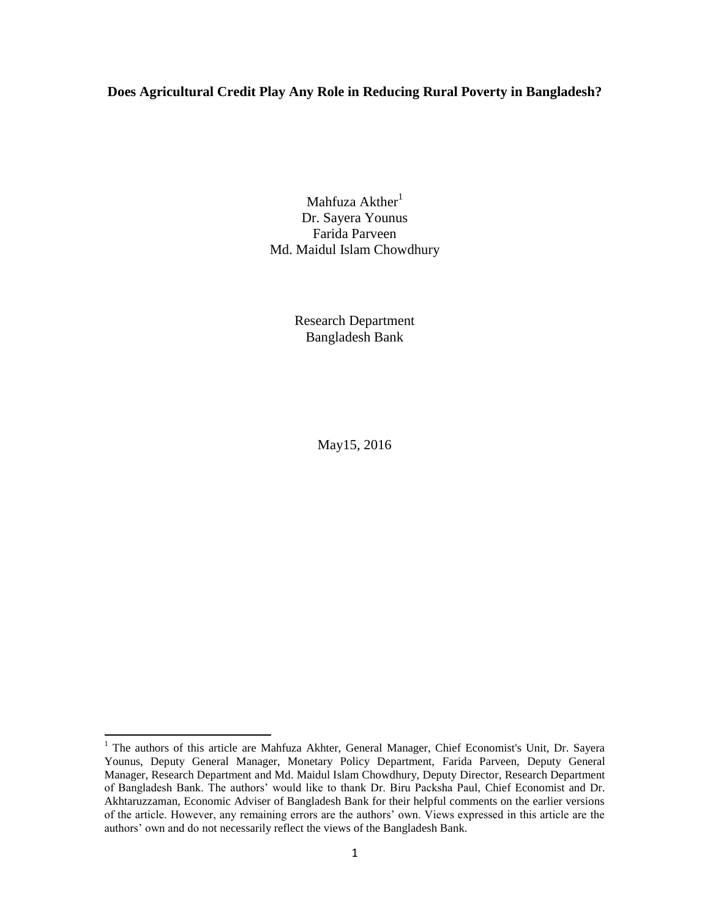**Does Agricultural Credit Play Any Role in Reducing Rural Poverty in Bangladesh?**

Mahfuza Akther[1]
Dr. Sayera Younus
Farida Parveen
Md. Maidul Islam Chowdhury

Research Department
Bangladesh Bank

May15, 2016

---

[1] The authors of this article are Mahfuza Akhter, General Manager, Chief Economist's Unit, Dr. Sayera Younus, Deputy General Manager, Monetary Policy Department, Farida Parveen, Deputy General Manager, Research Department and Md. Maidul Islam Chowdhury, Deputy Director, Research Department of Bangladesh Bank. The authors' would like to thank Dr. Biru Packsha Paul, Chief Economist and Dr. Akhtaruzzaman, Economic Adviser of Bangladesh Bank for their helpful comments on the earlier versions of the article. However, any remaining errors are the authors' own. Views expressed in this article are the authors' own and do not necessarily reflect the views of the Bangladesh Bank.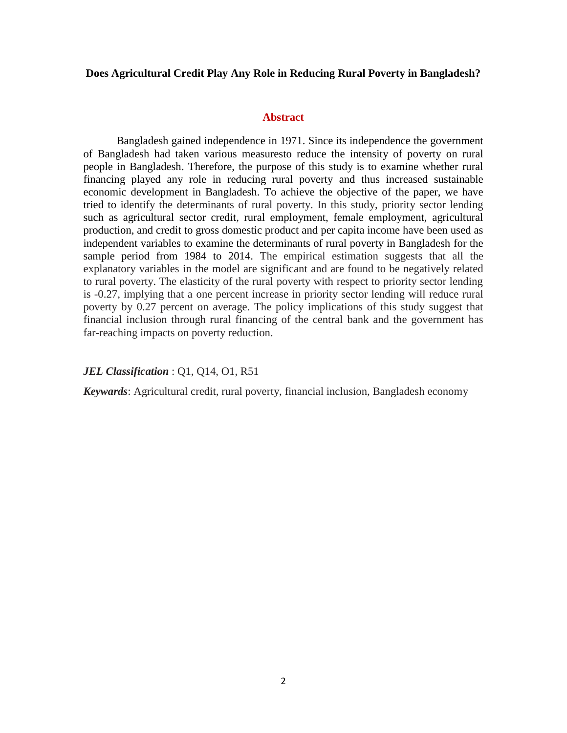**Does Agricultural Credit Play Any Role in Reducing Rural Poverty in Bangladesh?**

## Abstract

Bangladesh gained independence in 1971. Since its independence the government of Bangladesh had taken various measuresto reduce the intensity of poverty on rural people in Bangladesh. Therefore, the purpose of this study is to examine whether rural financing played any role in reducing rural poverty and thus increased sustainable economic development in Bangladesh. To achieve the objective of the paper, we have tried to identify the determinants of rural poverty. In this study, priority sector lending such as agricultural sector credit, rural employment, female employment, agricultural production, and credit to gross domestic product and per capita income have been used as independent variables to examine the determinants of rural poverty in Bangladesh for the sample period from 1984 to 2014. The empirical estimation suggests that all the explanatory variables in the model are significant and are found to be negatively related to rural poverty. The elasticity of the rural poverty with respect to priority sector lending is -0.27, implying that a one percent increase in priority sector lending will reduce rural poverty by 0.27 percent on average. The policy implications of this study suggest that financial inclusion through rural financing of the central bank and the government has far-reaching impacts on poverty reduction.

***JEL Classification*** : Q1, Q14, O1, R51

***Keywords***: Agricultural credit, rural poverty, financial inclusion, Bangladesh economy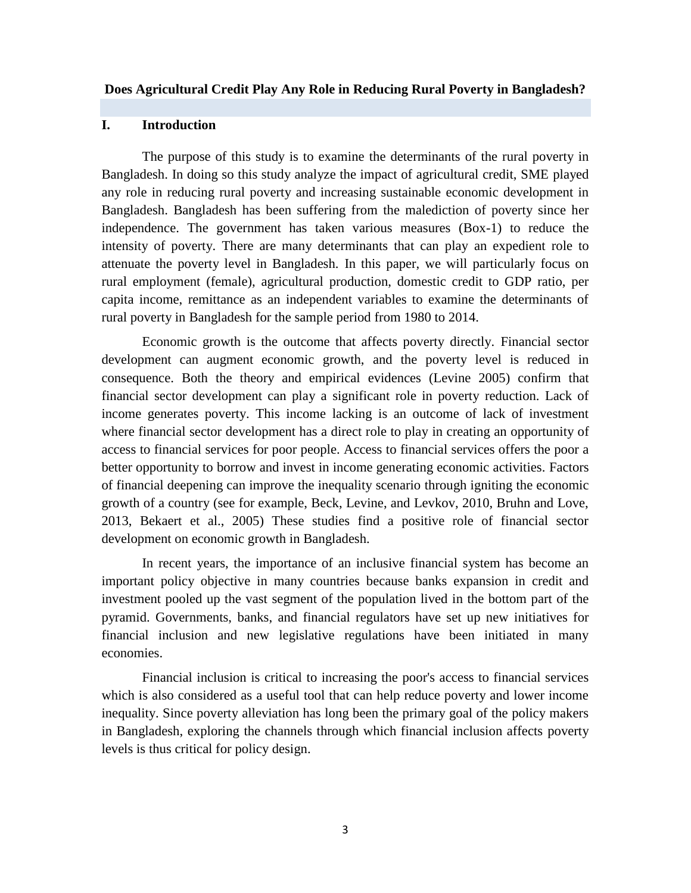**Does Agricultural Credit Play Any Role in Reducing Rural Poverty in Bangladesh?**

## I. Introduction

The purpose of this study is to examine the determinants of the rural poverty in Bangladesh. In doing so this study analyze the impact of agricultural credit, SME played any role in reducing rural poverty and increasing sustainable economic development in Bangladesh. Bangladesh has been suffering from the malediction of poverty since her independence. The government has taken various measures (Box-1) to reduce the intensity of poverty. There are many determinants that can play an expedient role to attenuate the poverty level in Bangladesh. In this paper, we will particularly focus on rural employment (female), agricultural production, domestic credit to GDP ratio, per capita income, remittance as an independent variables to examine the determinants of rural poverty in Bangladesh for the sample period from 1980 to 2014.

Economic growth is the outcome that affects poverty directly. Financial sector development can augment economic growth, and the poverty level is reduced in consequence. Both the theory and empirical evidences (Levine 2005) confirm that financial sector development can play a significant role in poverty reduction. Lack of income generates poverty. This income lacking is an outcome of lack of investment where financial sector development has a direct role to play in creating an opportunity of access to financial services for poor people. Access to financial services offers the poor a better opportunity to borrow and invest in income generating economic activities. Factors of financial deepening can improve the inequality scenario through igniting the economic growth of a country (see for example, Beck, Levine, and Levkov, 2010, Bruhn and Love, 2013, Bekaert et al., 2005) These studies find a positive role of financial sector development on economic growth in Bangladesh.

In recent years, the importance of an inclusive financial system has become an important policy objective in many countries because banks expansion in credit and investment pooled up the vast segment of the population lived in the bottom part of the pyramid. Governments, banks, and financial regulators have set up new initiatives for financial inclusion and new legislative regulations have been initiated in many economies.

Financial inclusion is critical to increasing the poor's access to financial services which is also considered as a useful tool that can help reduce poverty and lower income inequality. Since poverty alleviation has long been the primary goal of the policy makers in Bangladesh, exploring the channels through which financial inclusion affects poverty levels is thus critical for policy design.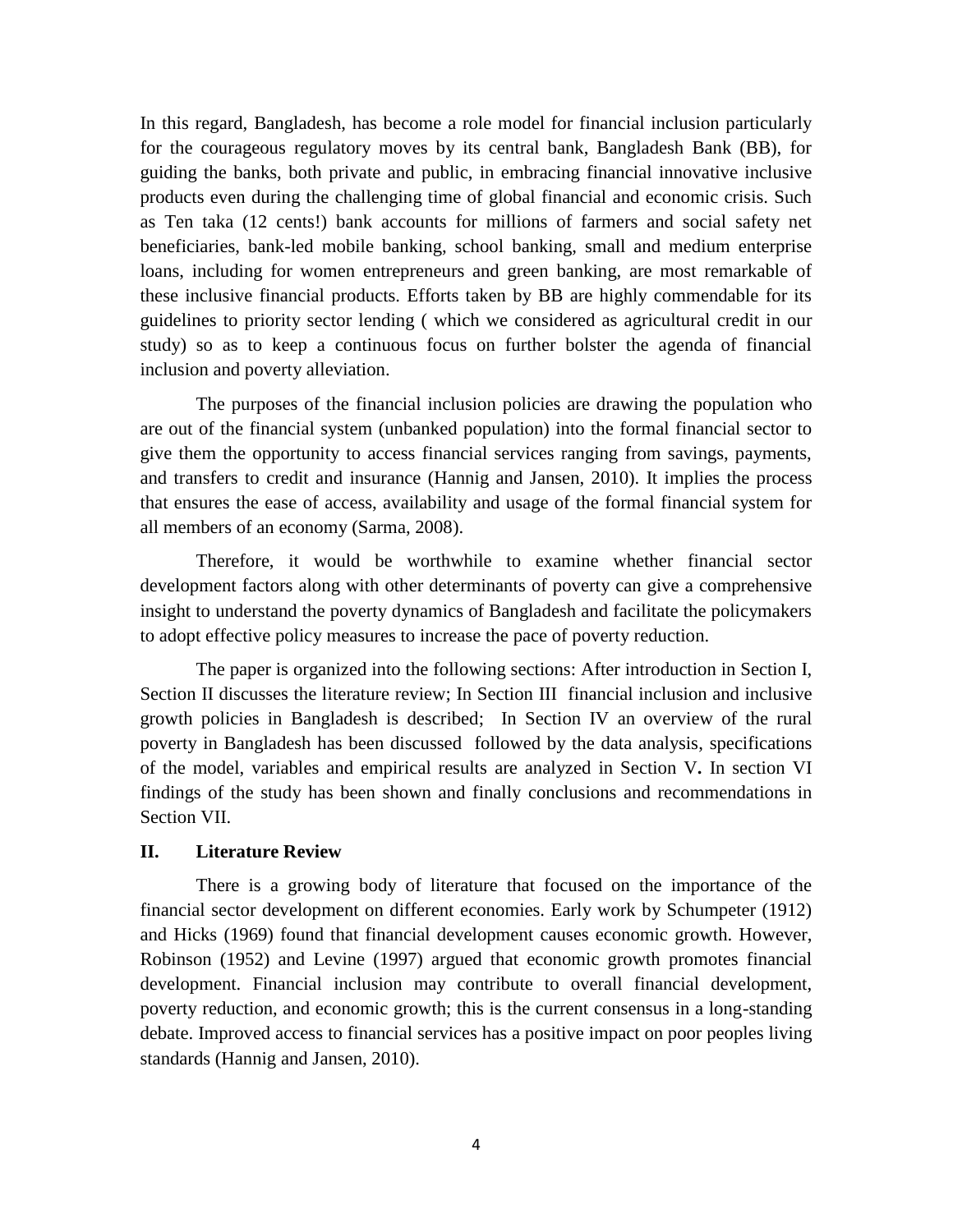In this regard, Bangladesh, has become a role model for financial inclusion particularly for the courageous regulatory moves by its central bank, Bangladesh Bank (BB), for guiding the banks, both private and public, in embracing financial innovative inclusive products even during the challenging time of global financial and economic crisis. Such as Ten taka (12 cents!) bank accounts for millions of farmers and social safety net beneficiaries, bank-led mobile banking, school banking, small and medium enterprise loans, including for women entrepreneurs and green banking, are most remarkable of these inclusive financial products. Efforts taken by BB are highly commendable for its guidelines to priority sector lending ( which we considered as agricultural credit in our study) so as to keep a continuous focus on further bolster the agenda of financial inclusion and poverty alleviation.

The purposes of the financial inclusion policies are drawing the population who are out of the financial system (unbanked population) into the formal financial sector to give them the opportunity to access financial services ranging from savings, payments, and transfers to credit and insurance (Hannig and Jansen, 2010). It implies the process that ensures the ease of access, availability and usage of the formal financial system for all members of an economy (Sarma, 2008).

Therefore, it would be worthwhile to examine whether financial sector development factors along with other determinants of poverty can give a comprehensive insight to understand the poverty dynamics of Bangladesh and facilitate the policymakers to adopt effective policy measures to increase the pace of poverty reduction.

The paper is organized into the following sections: After introduction in Section I, Section II discusses the literature review; In Section III financial inclusion and inclusive growth policies in Bangladesh is described; In Section IV an overview of the rural poverty in Bangladesh has been discussed followed by the data analysis, specifications of the model, variables and empirical results are analyzed in Section V**.** In section VI findings of the study has been shown and finally conclusions and recommendations in Section VII.

## II. Literature Review

There is a growing body of literature that focused on the importance of the financial sector development on different economies. Early work by Schumpeter (1912) and Hicks (1969) found that financial development causes economic growth. However, Robinson (1952) and Levine (1997) argued that economic growth promotes financial development. Financial inclusion may contribute to overall financial development, poverty reduction, and economic growth; this is the current consensus in a long-standing debate. Improved access to financial services has a positive impact on poor peoples living standards (Hannig and Jansen, 2010).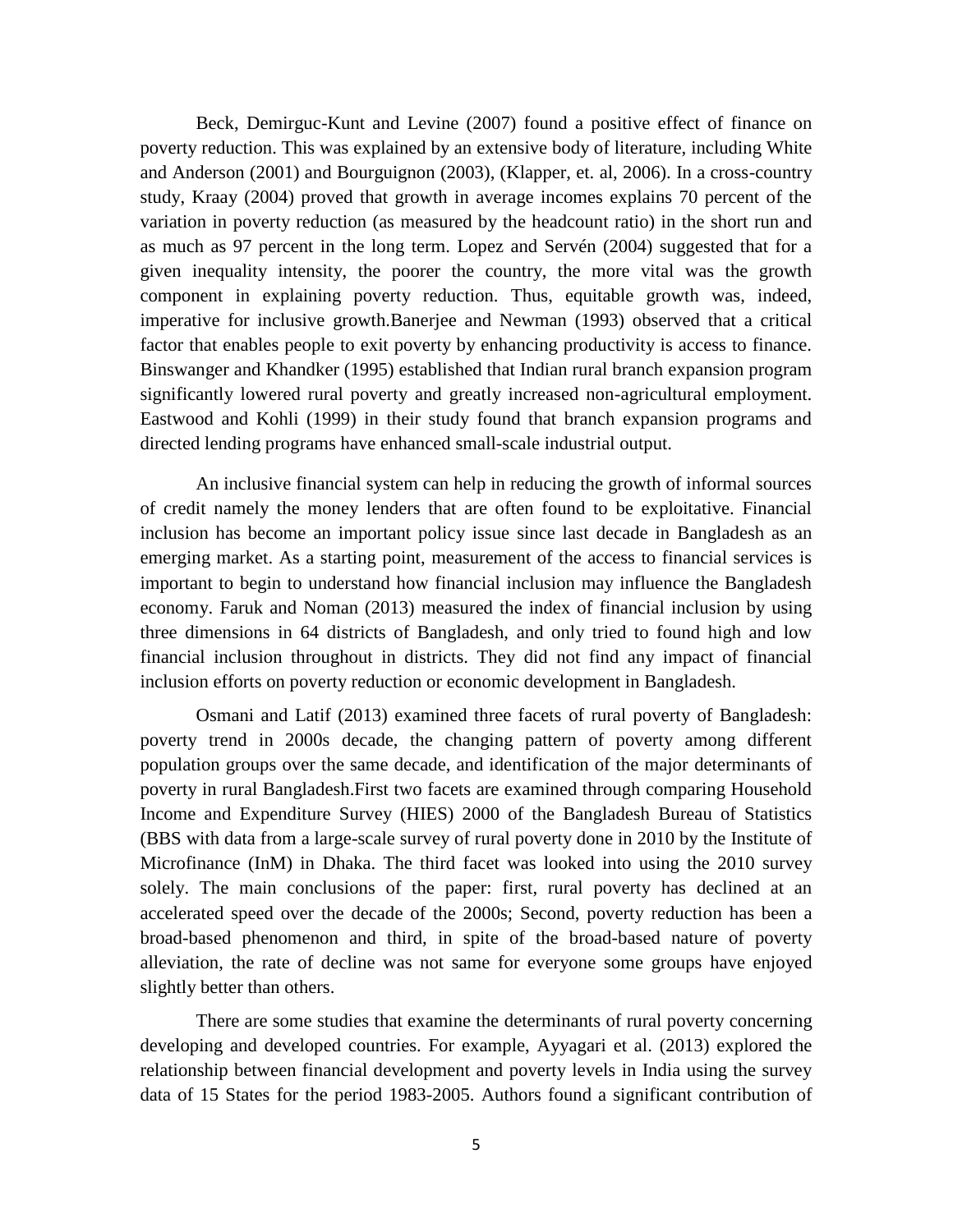Beck, Demirguc-Kunt and Levine (2007) found a positive effect of finance on poverty reduction. This was explained by an extensive body of literature, including White and Anderson (2001) and Bourguignon (2003), (Klapper, et. al, 2006). In a cross-country study, Kraay (2004) proved that growth in average incomes explains 70 percent of the variation in poverty reduction (as measured by the headcount ratio) in the short run and as much as 97 percent in the long term. Lopez and Servén (2004) suggested that for a given inequality intensity, the poorer the country, the more vital was the growth component in explaining poverty reduction. Thus, equitable growth was, indeed, imperative for inclusive growth.Banerjee and Newman (1993) observed that a critical factor that enables people to exit poverty by enhancing productivity is access to finance. Binswanger and Khandker (1995) established that Indian rural branch expansion program significantly lowered rural poverty and greatly increased non-agricultural employment. Eastwood and Kohli (1999) in their study found that branch expansion programs and directed lending programs have enhanced small-scale industrial output.

An inclusive financial system can help in reducing the growth of informal sources of credit namely the money lenders that are often found to be exploitative. Financial inclusion has become an important policy issue since last decade in Bangladesh as an emerging market. As a starting point, measurement of the access to financial services is important to begin to understand how financial inclusion may influence the Bangladesh economy. Faruk and Noman (2013) measured the index of financial inclusion by using three dimensions in 64 districts of Bangladesh, and only tried to found high and low financial inclusion throughout in districts. They did not find any impact of financial inclusion efforts on poverty reduction or economic development in Bangladesh.

Osmani and Latif (2013) examined three facets of rural poverty of Bangladesh: poverty trend in 2000s decade, the changing pattern of poverty among different population groups over the same decade, and identification of the major determinants of poverty in rural Bangladesh.First two facets are examined through comparing Household Income and Expenditure Survey (HIES) 2000 of the Bangladesh Bureau of Statistics (BBS with data from a large-scale survey of rural poverty done in 2010 by the Institute of Microfinance (InM) in Dhaka. The third facet was looked into using the 2010 survey solely. The main conclusions of the paper: first, rural poverty has declined at an accelerated speed over the decade of the 2000s; Second, poverty reduction has been a broad-based phenomenon and third, in spite of the broad-based nature of poverty alleviation, the rate of decline was not same for everyone some groups have enjoyed slightly better than others.

There are some studies that examine the determinants of rural poverty concerning developing and developed countries. For example, Ayyagari et al. (2013) explored the relationship between financial development and poverty levels in India using the survey data of 15 States for the period 1983-2005. Authors found a significant contribution of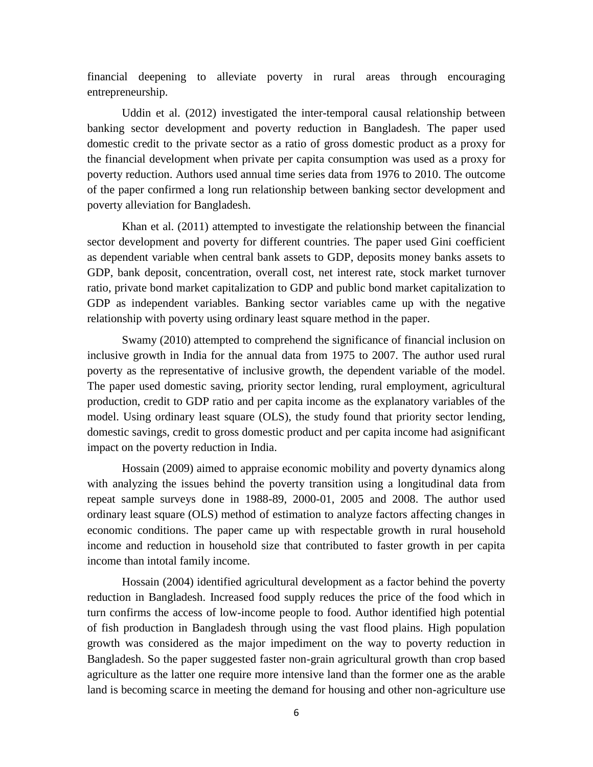financial deepening to alleviate poverty in rural areas through encouraging entrepreneurship.

Uddin et al. (2012) investigated the inter-temporal causal relationship between banking sector development and poverty reduction in Bangladesh. The paper used domestic credit to the private sector as a ratio of gross domestic product as a proxy for the financial development when private per capita consumption was used as a proxy for poverty reduction. Authors used annual time series data from 1976 to 2010. The outcome of the paper confirmed a long run relationship between banking sector development and poverty alleviation for Bangladesh.

Khan et al. (2011) attempted to investigate the relationship between the financial sector development and poverty for different countries. The paper used Gini coefficient as dependent variable when central bank assets to GDP, deposits money banks assets to GDP, bank deposit, concentration, overall cost, net interest rate, stock market turnover ratio, private bond market capitalization to GDP and public bond market capitalization to GDP as independent variables. Banking sector variables came up with the negative relationship with poverty using ordinary least square method in the paper.

Swamy (2010) attempted to comprehend the significance of financial inclusion on inclusive growth in India for the annual data from 1975 to 2007. The author used rural poverty as the representative of inclusive growth, the dependent variable of the model. The paper used domestic saving, priority sector lending, rural employment, agricultural production, credit to GDP ratio and per capita income as the explanatory variables of the model. Using ordinary least square (OLS), the study found that priority sector lending, domestic savings, credit to gross domestic product and per capita income had asignificant impact on the poverty reduction in India.

Hossain (2009) aimed to appraise economic mobility and poverty dynamics along with analyzing the issues behind the poverty transition using a longitudinal data from repeat sample surveys done in 1988-89, 2000-01, 2005 and 2008. The author used ordinary least square (OLS) method of estimation to analyze factors affecting changes in economic conditions. The paper came up with respectable growth in rural household income and reduction in household size that contributed to faster growth in per capita income than intotal family income.

Hossain (2004) identified agricultural development as a factor behind the poverty reduction in Bangladesh. Increased food supply reduces the price of the food which in turn confirms the access of low-income people to food. Author identified high potential of fish production in Bangladesh through using the vast flood plains. High population growth was considered as the major impediment on the way to poverty reduction in Bangladesh. So the paper suggested faster non-grain agricultural growth than crop based agriculture as the latter one require more intensive land than the former one as the arable land is becoming scarce in meeting the demand for housing and other non-agriculture use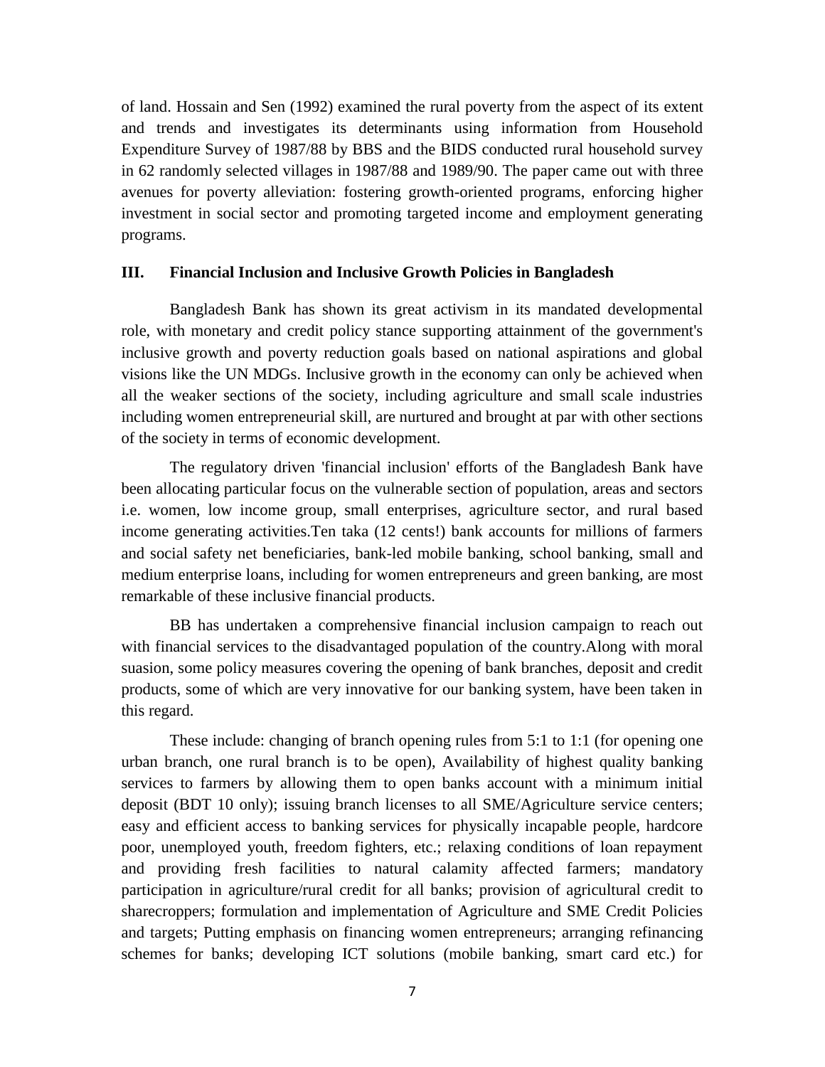of land. Hossain and Sen (1992) examined the rural poverty from the aspect of its extent and trends and investigates its determinants using information from Household Expenditure Survey of 1987/88 by BBS and the BIDS conducted rural household survey in 62 randomly selected villages in 1987/88 and 1989/90. The paper came out with three avenues for poverty alleviation: fostering growth-oriented programs, enforcing higher investment in social sector and promoting targeted income and employment generating programs.

## III. Financial Inclusion and Inclusive Growth Policies in Bangladesh

Bangladesh Bank has shown its great activism in its mandated developmental role, with monetary and credit policy stance supporting attainment of the government's inclusive growth and poverty reduction goals based on national aspirations and global visions like the UN MDGs. Inclusive growth in the economy can only be achieved when all the weaker sections of the society, including agriculture and small scale industries including women entrepreneurial skill, are nurtured and brought at par with other sections of the society in terms of economic development.

The regulatory driven 'financial inclusion' efforts of the Bangladesh Bank have been allocating particular focus on the vulnerable section of population, areas and sectors i.e. women, low income group, small enterprises, agriculture sector, and rural based income generating activities.Ten taka (12 cents!) bank accounts for millions of farmers and social safety net beneficiaries, bank-led mobile banking, school banking, small and medium enterprise loans, including for women entrepreneurs and green banking, are most remarkable of these inclusive financial products.

BB has undertaken a comprehensive financial inclusion campaign to reach out with financial services to the disadvantaged population of the country.Along with moral suasion, some policy measures covering the opening of bank branches, deposit and credit products, some of which are very innovative for our banking system, have been taken in this regard.

These include: changing of branch opening rules from 5:1 to 1:1 (for opening one urban branch, one rural branch is to be open), Availability of highest quality banking services to farmers by allowing them to open banks account with a minimum initial deposit (BDT 10 only); issuing branch licenses to all SME/Agriculture service centers; easy and efficient access to banking services for physically incapable people, hardcore poor, unemployed youth, freedom fighters, etc.; relaxing conditions of loan repayment and providing fresh facilities to natural calamity affected farmers; mandatory participation in agriculture/rural credit for all banks; provision of agricultural credit to sharecroppers; formulation and implementation of Agriculture and SME Credit Policies and targets; Putting emphasis on financing women entrepreneurs; arranging refinancing schemes for banks; developing ICT solutions (mobile banking, smart card etc.) for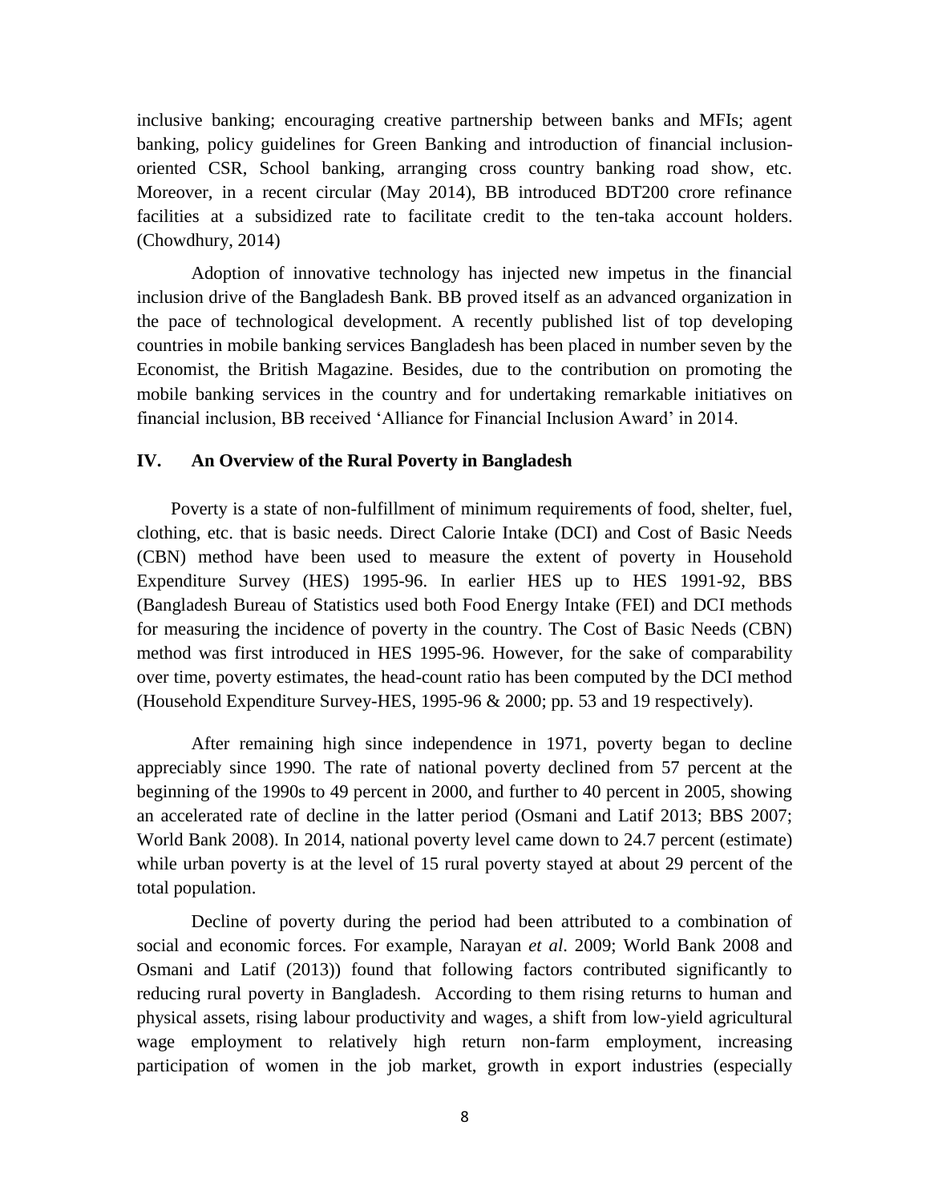inclusive banking; encouraging creative partnership between banks and MFIs; agent banking, policy guidelines for Green Banking and introduction of financial inclusion-oriented CSR, School banking, arranging cross country banking road show, etc. Moreover, in a recent circular (May 2014), BB introduced BDT200 crore refinance facilities at a subsidized rate to facilitate credit to the ten-taka account holders. (Chowdhury, 2014)

Adoption of innovative technology has injected new impetus in the financial inclusion drive of the Bangladesh Bank. BB proved itself as an advanced organization in the pace of technological development. A recently published list of top developing countries in mobile banking services Bangladesh has been placed in number seven by the Economist, the British Magazine. Besides, due to the contribution on promoting the mobile banking services in the country and for undertaking remarkable initiatives on financial inclusion, BB received 'Alliance for Financial Inclusion Award' in 2014.

## IV. An Overview of the Rural Poverty in Bangladesh

Poverty is a state of non-fulfillment of minimum requirements of food, shelter, fuel, clothing, etc. that is basic needs. Direct Calorie Intake (DCI) and Cost of Basic Needs (CBN) method have been used to measure the extent of poverty in Household Expenditure Survey (HES) 1995-96. In earlier HES up to HES 1991-92, BBS (Bangladesh Bureau of Statistics used both Food Energy Intake (FEI) and DCI methods for measuring the incidence of poverty in the country. The Cost of Basic Needs (CBN) method was first introduced in HES 1995-96. However, for the sake of comparability over time, poverty estimates, the head-count ratio has been computed by the DCI method (Household Expenditure Survey-HES, 1995-96 & 2000; pp. 53 and 19 respectively).

After remaining high since independence in 1971, poverty began to decline appreciably since 1990. The rate of national poverty declined from 57 percent at the beginning of the 1990s to 49 percent in 2000, and further to 40 percent in 2005, showing an accelerated rate of decline in the latter period (Osmani and Latif 2013; BBS 2007; World Bank 2008). In 2014, national poverty level came down to 24.7 percent (estimate) while urban poverty is at the level of 15 rural poverty stayed at about 29 percent of the total population.

Decline of poverty during the period had been attributed to a combination of social and economic forces. For example, Narayan *et al*. 2009; World Bank 2008 and Osmani and Latif (2013)) found that following factors contributed significantly to reducing rural poverty in Bangladesh. According to them rising returns to human and physical assets, rising labour productivity and wages, a shift from low-yield agricultural wage employment to relatively high return non-farm employment, increasing participation of women in the job market, growth in export industries (especially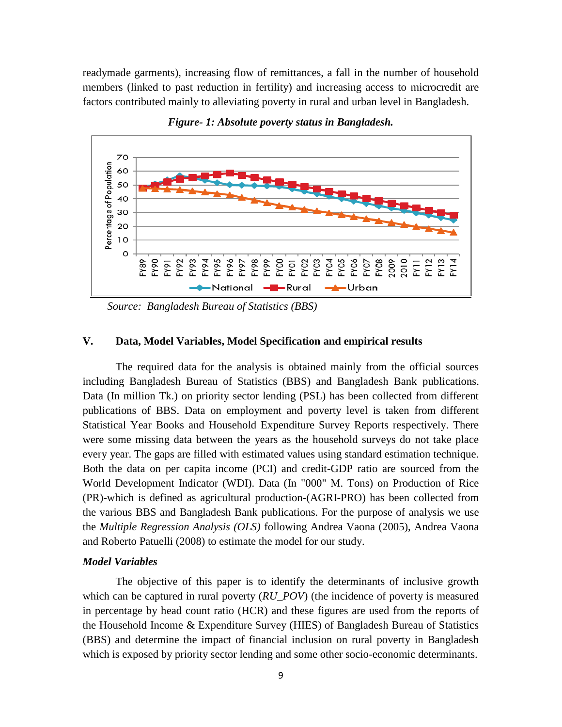readymade garments), increasing flow of remittances, a fall in the number of household members (linked to past reduction in fertility) and increasing access to microcredit are factors contributed mainly to alleviating poverty in rural and urban level in Bangladesh.

***Figure- 1: Absolute poverty status in Bangladesh.***

*Source: Bangladesh Bureau of Statistics (BBS)*

## V. Data, Model Variables, Model Specification and empirical results

The required data for the analysis is obtained mainly from the official sources including Bangladesh Bureau of Statistics (BBS) and Bangladesh Bank publications. Data (In million Tk.) on priority sector lending (PSL) has been collected from different publications of BBS. Data on employment and poverty level is taken from different Statistical Year Books and Household Expenditure Survey Reports respectively. There were some missing data between the years as the household surveys do not take place every year. The gaps are filled with estimated values using standard estimation technique. Both the data on per capita income (PCI) and credit-GDP ratio are sourced from the World Development Indicator (WDI). Data (In "000" M. Tons) on Production of Rice (PR)-which is defined as agricultural production-(AGRI-PRO) has been collected from the various BBS and Bangladesh Bank publications. For the purpose of analysis we use the *Multiple Regression Analysis (OLS)* following Andrea Vaona (2005), Andrea Vaona and Roberto Patuelli (2008) to estimate the model for our study.

### *Model Variables*

The objective of this paper is to identify the determinants of inclusive growth which can be captured in rural poverty (*RU_POV*) (the incidence of poverty is measured in percentage by head count ratio (HCR) and these figures are used from the reports of the Household Income & Expenditure Survey (HIES) of Bangladesh Bureau of Statistics (BBS) and determine the impact of financial inclusion on rural poverty in Bangladesh which is exposed by priority sector lending and some other socio-economic determinants.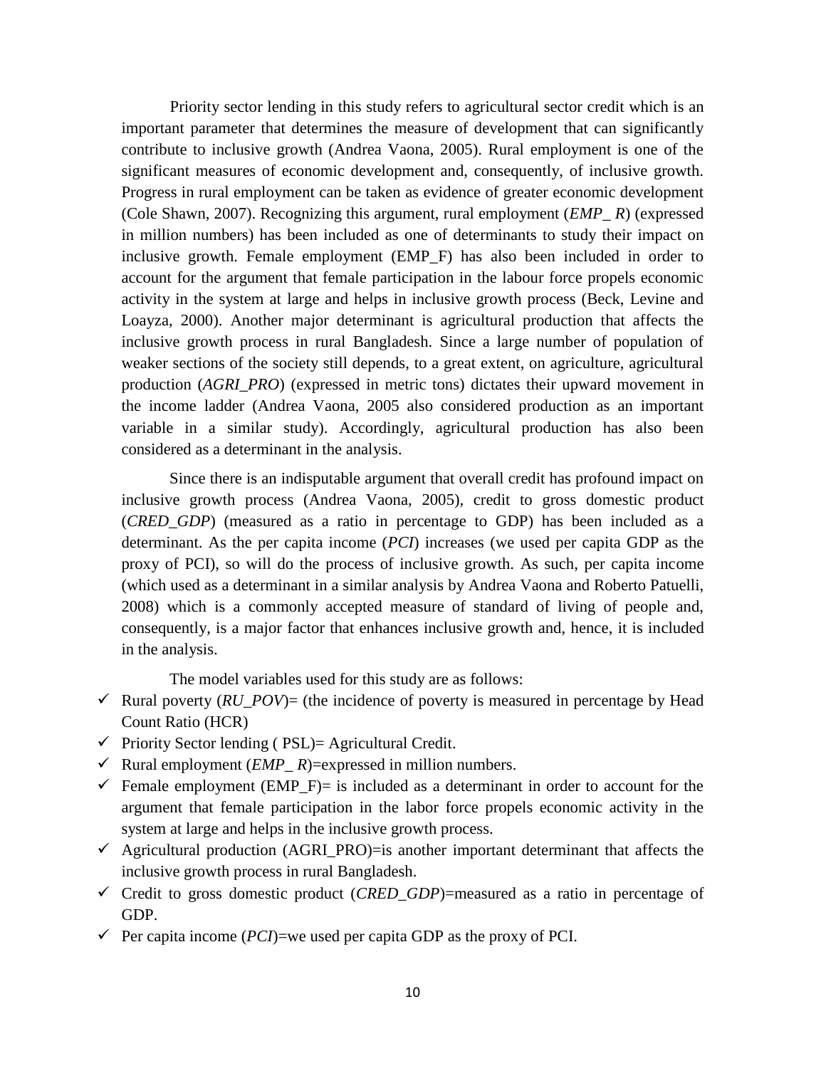Priority sector lending in this study refers to agricultural sector credit which is an important parameter that determines the measure of development that can significantly contribute to inclusive growth (Andrea Vaona, 2005). Rural employment is one of the significant measures of economic development and, consequently, of inclusive growth. Progress in rural employment can be taken as evidence of greater economic development (Cole Shawn, 2007). Recognizing this argument, rural employment (*EMP_ R*) (expressed in million numbers) has been included as one of determinants to study their impact on inclusive growth. Female employment (EMP_F) has also been included in order to account for the argument that female participation in the labour force propels economic activity in the system at large and helps in inclusive growth process (Beck, Levine and Loayza, 2000). Another major determinant is agricultural production that affects the inclusive growth process in rural Bangladesh. Since a large number of population of weaker sections of the society still depends, to a great extent, on agriculture, agricultural production (*AGRI_PRO*) (expressed in metric tons) dictates their upward movement in the income ladder (Andrea Vaona, 2005 also considered production as an important variable in a similar study). Accordingly, agricultural production has also been considered as a determinant in the analysis.

Since there is an indisputable argument that overall credit has profound impact on inclusive growth process (Andrea Vaona, 2005), credit to gross domestic product (*CRED_GDP*) (measured as a ratio in percentage to GDP) has been included as a determinant. As the per capita income (*PCI*) increases (we used per capita GDP as the proxy of PCI), so will do the process of inclusive growth. As such, per capita income (which used as a determinant in a similar analysis by Andrea Vaona and Roberto Patuelli, 2008) which is a commonly accepted measure of standard of living of people and, consequently, is a major factor that enhances inclusive growth and, hence, it is included in the analysis.

The model variables used for this study are as follows:

- ✓ Rural poverty (*RU_POV*)= (the incidence of poverty is measured in percentage by Head Count Ratio (HCR)
- ✓ Priority Sector lending ( PSL)= Agricultural Credit.
- ✓ Rural employment (*EMP_ R*)=expressed in million numbers.
- ✓ Female employment (EMP_F)= is included as a determinant in order to account for the argument that female participation in the labor force propels economic activity in the system at large and helps in the inclusive growth process.
- ✓ Agricultural production (AGRI_PRO)=is another important determinant that affects the inclusive growth process in rural Bangladesh.
- ✓ Credit to gross domestic product (*CRED_GDP*)=measured as a ratio in percentage of GDP.
- ✓ Per capita income (*PCI*)=we used per capita GDP as the proxy of PCI.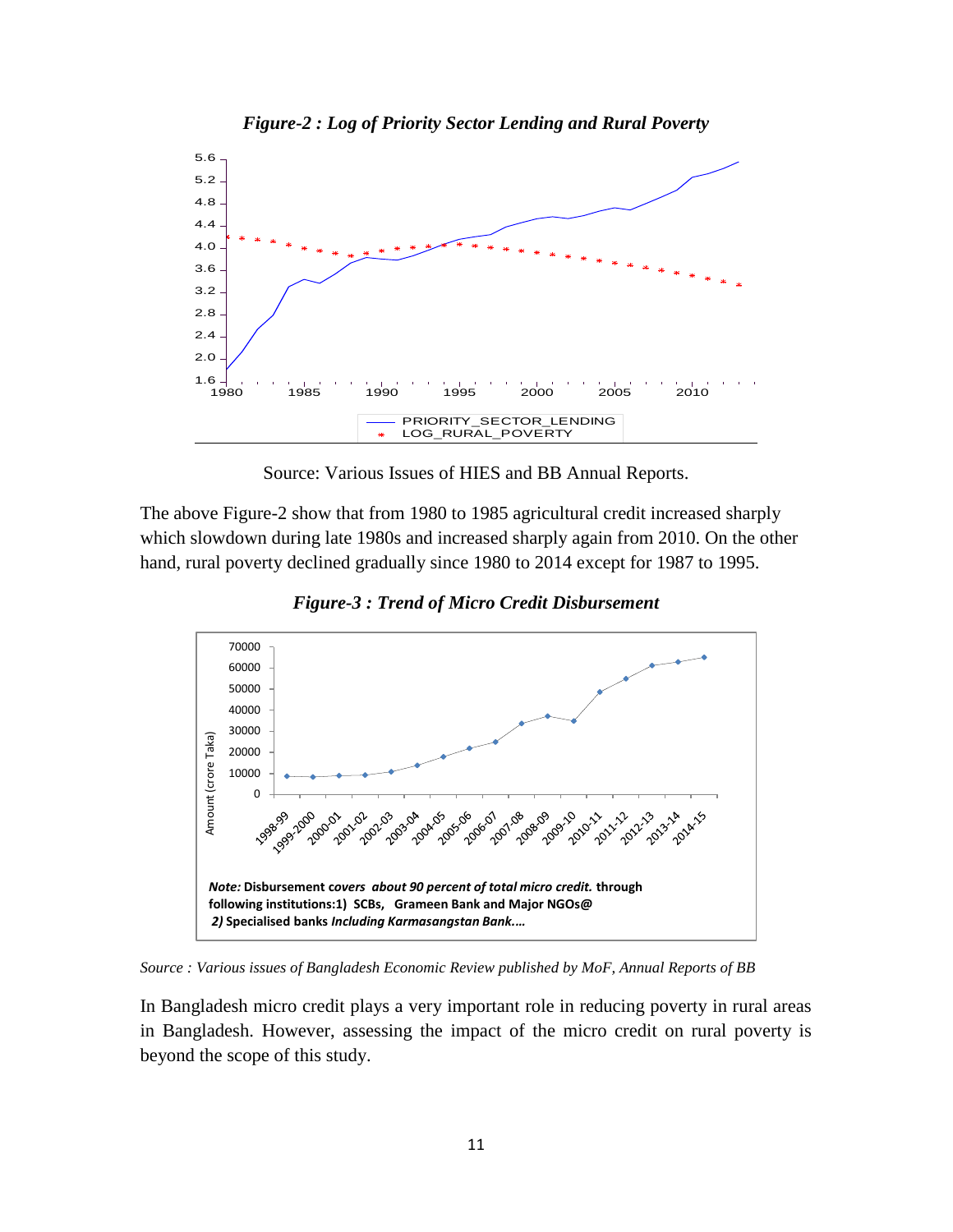***Figure-2 : Log of Priority Sector Lending and Rural Poverty***

Source: Various Issues of HIES and BB Annual Reports.

The above Figure-2 show that from 1980 to 1985 agricultural credit increased sharply which slowdown during late 1980s and increased sharply again from 2010. On the other hand, rural poverty declined gradually since 1980 to 2014 except for 1987 to 1995.

***Figure-3 : Trend of Micro Credit Disbursement***

*Note:* **Disbursement** ***covers about 90 percent of total micro credit.*** **through following institutions:1) SCBs, Grameen Bank and Major NGOs@** ***2)*** **Specialised banks** ***Including Karmasangstan Bank....***

*Source : Various issues of Bangladesh Economic Review published by MoF, Annual Reports of BB*

In Bangladesh micro credit plays a very important role in reducing poverty in rural areas in Bangladesh. However, assessing the impact of the micro credit on rural poverty is beyond the scope of this study.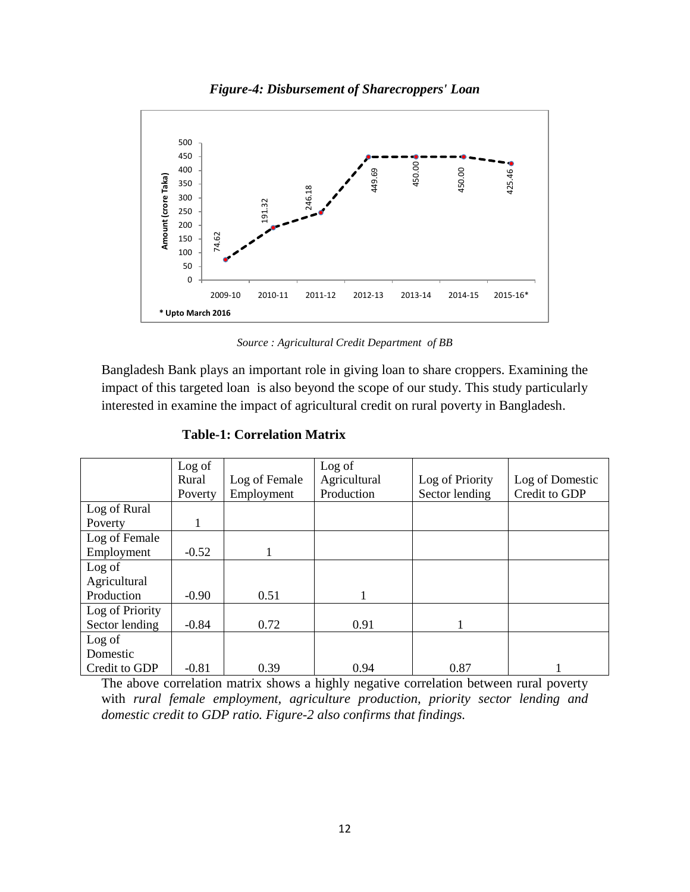*Figure-4: Disbursement of Sharecroppers' Loan*

*Source : Agricultural Credit Department of BB*

Bangladesh Bank plays an important role in giving loan to share croppers. Examining the impact of this targeted loan is also beyond the scope of our study. This study particularly interested in examine the impact of agricultural credit on rural poverty in Bangladesh.

**Table-1: Correlation Matrix**

| | Log of Rural Poverty | Log of Female Employment | Log of Agricultural Production | Log of Priority Sector lending | Log of Domestic Credit to GDP |
|---|---|---|---|---|---|
| Log of Rural Poverty | 1 | | | | |
| Log of Female Employment | -0.52 | 1 | | | |
| Log of Agricultural Production | -0.90 | 0.51 | 1 | | |
| Log of Priority Sector lending | -0.84 | 0.72 | 0.91 | 1 | |
| Log of Domestic Credit to GDP | -0.81 | 0.39 | 0.94 | 0.87 | 1 |

The above correlation matrix shows a highly negative correlation between rural poverty with *rural female employment, agriculture production, priority sector lending and domestic credit to GDP ratio. Figure-2 also confirms that findings.*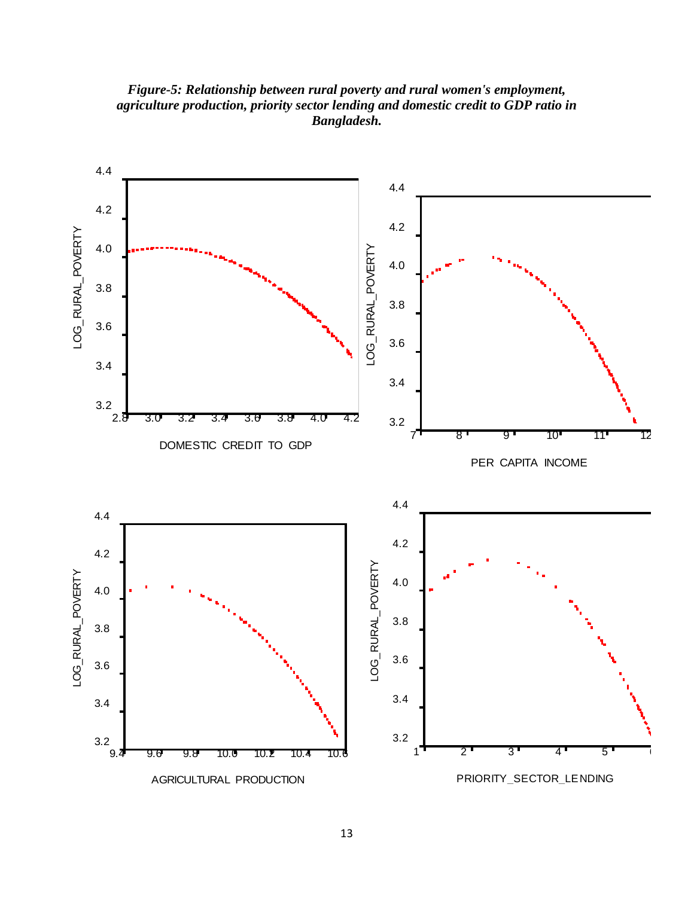***Figure-5: Relationship between rural poverty and rural women's employment, agriculture production, priority sector lending and domestic credit to GDP ratio in Bangladesh.***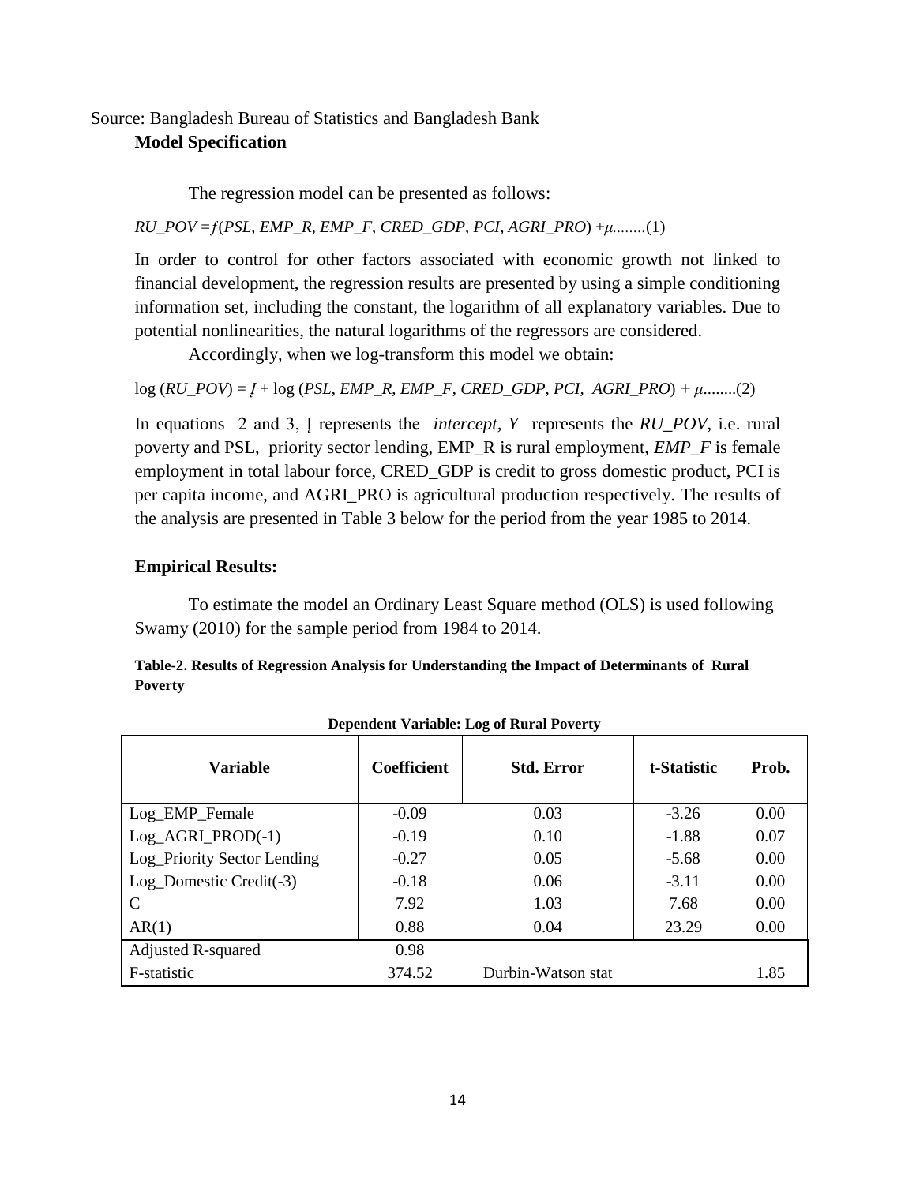Source: Bangladesh Bureau of Statistics and Bangladesh Bank

**Model Specification**

The regression model can be presented as follows:

$RU\_POV = f(PSL, EMP\_R, EMP\_F, CRED\_GDP, PCI, AGRI\_PRO) + \mu$........(1)

In order to control for other factors associated with economic growth not linked to financial development, the regression results are presented by using a simple conditioning information set, including the constant, the logarithm of all explanatory variables. Due to potential nonlinearities, the natural logarithms of the regressors are considered.

Accordingly, when we log-transform this model we obtain:

$\log(RU\_POV) = I + \log(PSL, EMP\_R, EMP\_F, CRED\_GDP, PCI, AGRI\_PRO) + \mu$........(2)

In equations 2 and 3, I represents the *intercept*, *Y* represents the *RU_POV*, i.e. rural poverty and PSL, priority sector lending, EMP_R is rural employment, *EMP_F* is female employment in total labour force, CRED_GDP is credit to gross domestic product, PCI is per capita income, and AGRI_PRO is agricultural production respectively. The results of the analysis are presented in Table 3 below for the period from the year 1985 to 2014.

**Empirical Results:**

To estimate the model an Ordinary Least Square method (OLS) is used following Swamy (2010) for the sample period from 1984 to 2014.

**Table-2. Results of Regression Analysis for Understanding the Impact of Determinants of Rural Poverty**

**Dependent Variable: Log of Rural Poverty**

| Variable | Coefficient | Std. Error | t-Statistic | Prob. |
|---|---|---|---|---|
| Log_EMP_Female | -0.09 | 0.03 | -3.26 | 0.00 |
| Log_AGRI_PROD(-1) | -0.19 | 0.10 | -1.88 | 0.07 |
| Log_Priority Sector Lending | -0.27 | 0.05 | -5.68 | 0.00 |
| Log_Domestic Credit(-3) | -0.18 | 0.06 | -3.11 | 0.00 |
| C | 7.92 | 1.03 | 7.68 | 0.00 |
| AR(1) | 0.88 | 0.04 | 23.29 | 0.00 |
| Adjusted R-squared | 0.98 | | | |
| F-statistic | 374.52 | Durbin-Watson stat | | 1.85 |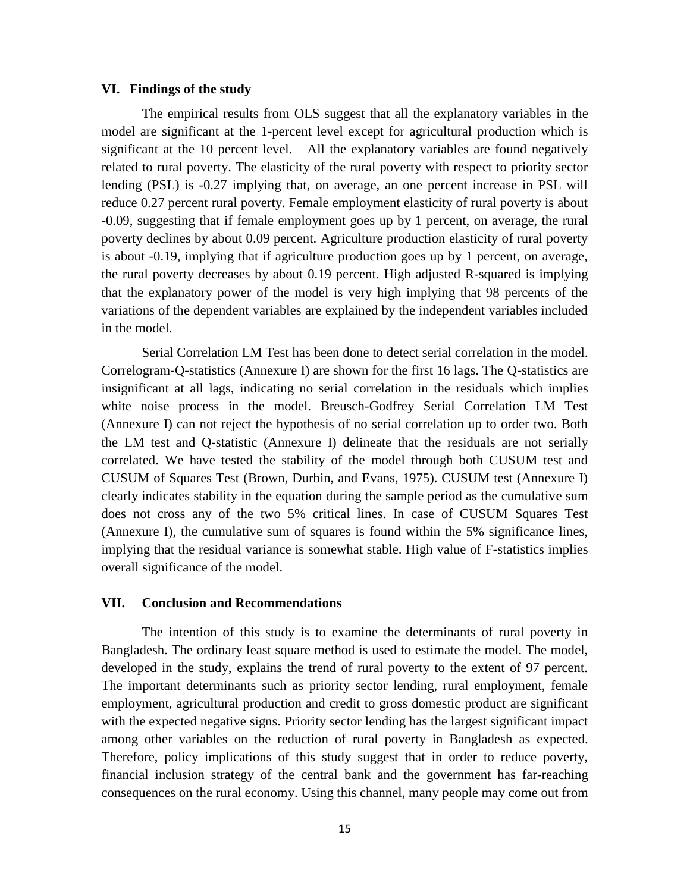## VI. Findings of the study

The empirical results from OLS suggest that all the explanatory variables in the model are significant at the 1-percent level except for agricultural production which is significant at the 10 percent level. All the explanatory variables are found negatively related to rural poverty. The elasticity of the rural poverty with respect to priority sector lending (PSL) is -0.27 implying that, on average, an one percent increase in PSL will reduce 0.27 percent rural poverty. Female employment elasticity of rural poverty is about -0.09, suggesting that if female employment goes up by 1 percent, on average, the rural poverty declines by about 0.09 percent. Agriculture production elasticity of rural poverty is about -0.19, implying that if agriculture production goes up by 1 percent, on average, the rural poverty decreases by about 0.19 percent. High adjusted R-squared is implying that the explanatory power of the model is very high implying that 98 percents of the variations of the dependent variables are explained by the independent variables included in the model.

Serial Correlation LM Test has been done to detect serial correlation in the model. Correlogram-Q-statistics (Annexure I) are shown for the first 16 lags. The Q-statistics are insignificant at all lags, indicating no serial correlation in the residuals which implies white noise process in the model. Breusch-Godfrey Serial Correlation LM Test (Annexure I) can not reject the hypothesis of no serial correlation up to order two. Both the LM test and Q-statistic (Annexure I) delineate that the residuals are not serially correlated. We have tested the stability of the model through both CUSUM test and CUSUM of Squares Test (Brown, Durbin, and Evans, 1975). CUSUM test (Annexure I) clearly indicates stability in the equation during the sample period as the cumulative sum does not cross any of the two 5% critical lines. In case of CUSUM Squares Test (Annexure I), the cumulative sum of squares is found within the 5% significance lines, implying that the residual variance is somewhat stable. High value of F-statistics implies overall significance of the model.

## VII. Conclusion and Recommendations

The intention of this study is to examine the determinants of rural poverty in Bangladesh. The ordinary least square method is used to estimate the model. The model, developed in the study, explains the trend of rural poverty to the extent of 97 percent. The important determinants such as priority sector lending, rural employment, female employment, agricultural production and credit to gross domestic product are significant with the expected negative signs. Priority sector lending has the largest significant impact among other variables on the reduction of rural poverty in Bangladesh as expected. Therefore, policy implications of this study suggest that in order to reduce poverty, financial inclusion strategy of the central bank and the government has far-reaching consequences on the rural economy. Using this channel, many people may come out from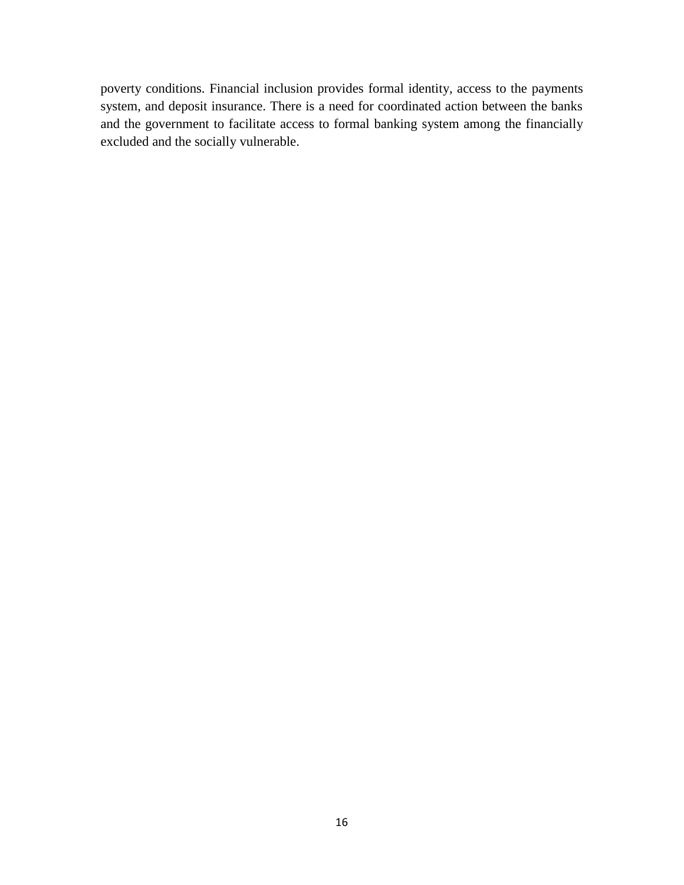poverty conditions. Financial inclusion provides formal identity, access to the payments system, and deposit insurance. There is a need for coordinated action between the banks and the government to facilitate access to formal banking system among the financially excluded and the socially vulnerable.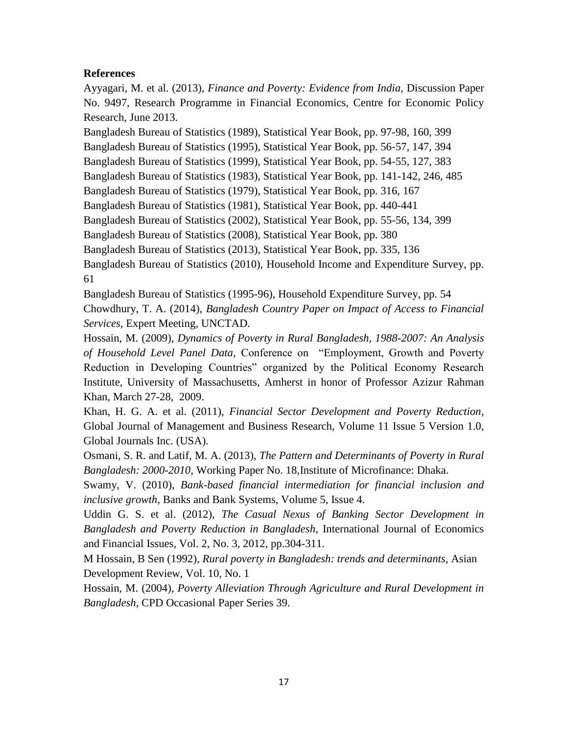**References**

Ayyagari, M. et al. (2013), *Finance and Poverty: Evidence from India*, Discussion Paper No. 9497, Research Programme in Financial Economics, Centre for Economic Policy Research, June 2013.

Bangladesh Bureau of Statistics (1989), Statistical Year Book, pp. 97-98, 160, 399

Bangladesh Bureau of Statistics (1995), Statistical Year Book, pp. 56-57, 147, 394

Bangladesh Bureau of Statistics (1999), Statistical Year Book, pp. 54-55, 127, 383

Bangladesh Bureau of Statistics (1983), Statistical Year Book, pp. 141-142, 246, 485

Bangladesh Bureau of Statistics (1979), Statistical Year Book, pp. 316, 167

Bangladesh Bureau of Statistics (1981), Statistical Year Book, pp. 440-441

Bangladesh Bureau of Statistics (2002), Statistical Year Book, pp. 55-56, 134, 399

Bangladesh Bureau of Statistics (2008), Statistical Year Book, pp. 380

Bangladesh Bureau of Statistics (2013), Statistical Year Book, pp. 335, 136

Bangladesh Bureau of Statistics (2010), Household Income and Expenditure Survey, pp. 61

Bangladesh Bureau of Statistics (1995-96), Household Expenditure Survey, pp. 54

Chowdhury, T. A. (2014), *Bangladesh Country Paper on Impact of Access to Financial Services*, Expert Meeting, UNCTAD.

Hossain, M. (2009), *Dynamics of Poverty in Rural Bangladesh, 1988-2007: An Analysis of Household Level Panel Data*, Conference on "Employment, Growth and Poverty Reduction in Developing Countries" organized by the Political Economy Research Institute, University of Massachusetts, Amherst in honor of Professor Azizur Rahman Khan, March 27-28, 2009.

Khan, H. G. A. et al. (2011), *Financial Sector Development and Poverty Reduction*, Global Journal of Management and Business Research, Volume 11 Issue 5 Version 1.0, Global Journals Inc. (USA).

Osmani, S. R. and Latif, M. A. (2013), *The Pattern and Determinants of Poverty in Rural Bangladesh: 2000-2010*, Working Paper No. 18,Institute of Microfinance: Dhaka.

Swamy, V. (2010), *Bank-based financial intermediation for financial inclusion and inclusive growth*, Banks and Bank Systems, Volume 5, Issue 4.

Uddin G. S. et al. (2012), *The Casual Nexus of Banking Sector Development in Bangladesh and Poverty Reduction in Bangladesh*, International Journal of Economics and Financial Issues, Vol. 2, No. 3, 2012, pp.304-311.

M Hossain, B Sen (1992), *Rural poverty in Bangladesh: trends and determinants*, Asian Development Review, Vol. 10, No. 1

Hossain, M. (2004), *Poverty Alleviation Through Agriculture and Rural Development in Bangladesh*, CPD Occasional Paper Series 39.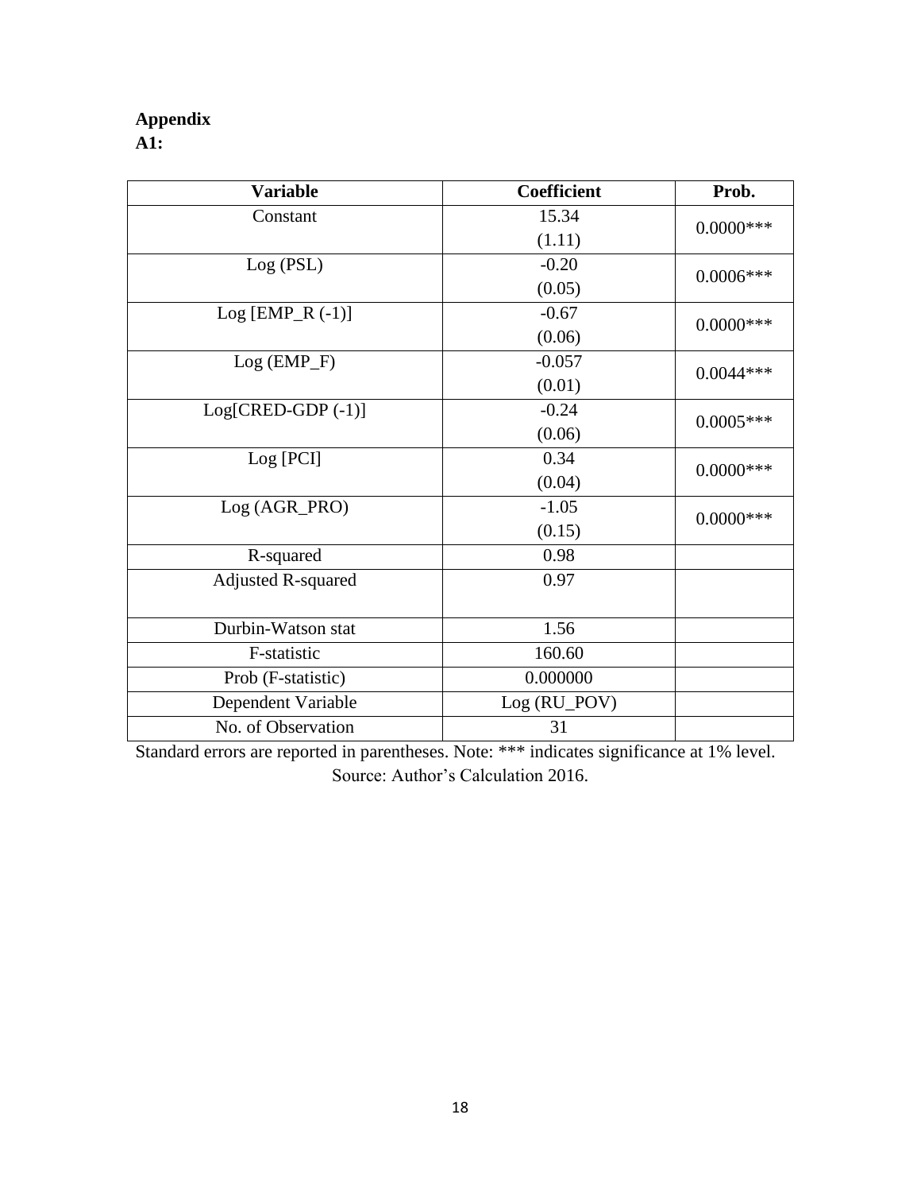**Appendix**
**A1:**

| Variable | Coefficient | Prob. |
|---|---|---|
| Constant | 15.34 (1.11) | 0.0000*** |
| Log (PSL) | -0.20 (0.05) | 0.0006*** |
| Log [EMP_R (-1)] | -0.67 (0.06) | 0.0000*** |
| Log (EMP_F) | -0.057 (0.01) | 0.0044*** |
| Log[CRED-GDP (-1)] | -0.24 (0.06) | 0.0005*** |
| Log [PCI] | 0.34 (0.04) | 0.0000*** |
| Log (AGR_PRO) | -1.05 (0.15) | 0.0000*** |
| R-squared | 0.98 | |
| Adjusted R-squared | 0.97 | |
| Durbin-Watson stat | 1.56 | |
| F-statistic | 160.60 | |
| Prob (F-statistic) | 0.000000 | |
| Dependent Variable | Log (RU_POV) | |
| No. of Observation | 31 | |

Standard errors are reported in parentheses. Note: *** indicates significance at 1% level.
Source: Author's Calculation 2016.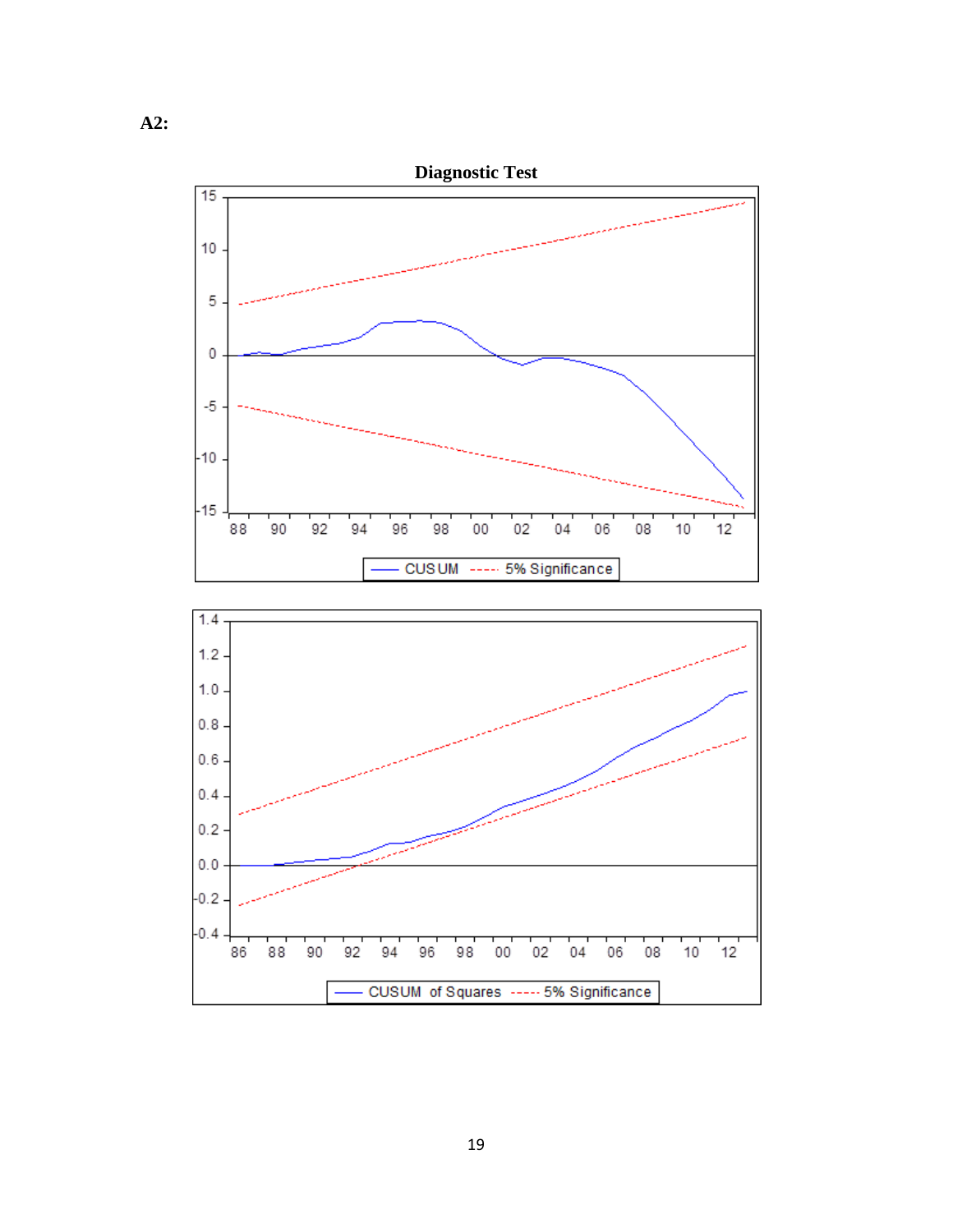**A2:**

**Diagnostic Test**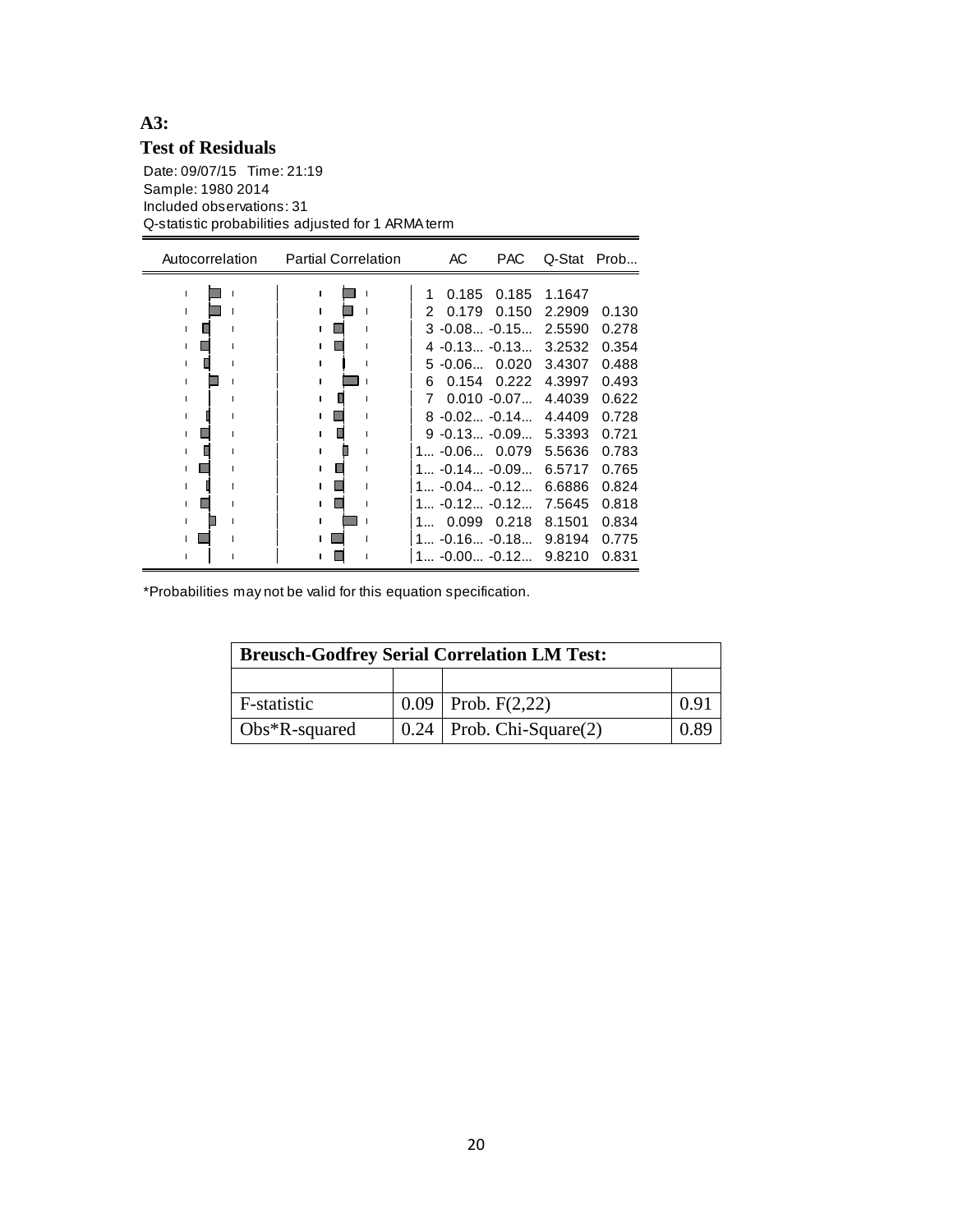**A3:**

**Test of Residuals**

Date: 09/07/15 Time: 21:19
Sample: 1980 2014
Included observations: 31
Q-statistic probabilities adjusted for 1 ARMA term

| Autocorrelation | Partial Correlation | | AC | PAC | Q-Stat | Prob... |
|---|---|---|---|---|---|---|
| | | 1 | 0.185 | 0.185 | 1.1647 | |
| | | 2 | 0.179 | 0.150 | 2.2909 | 0.130 |
| | | 3 | -0.08... | -0.15... | 2.5590 | 0.278 |
| | | 4 | -0.13... | -0.13... | 3.2532 | 0.354 |
| | | 5 | -0.06... | 0.020 | 3.4307 | 0.488 |
| | | 6 | 0.154 | 0.222 | 4.3997 | 0.493 |
| | | 7 | 0.010 | -0.07... | 4.4039 | 0.622 |
| | | 8 | -0.02... | -0.14... | 4.4409 | 0.728 |
| | | 9 | -0.13... | -0.09... | 5.3393 | 0.721 |
| | | 1... | -0.06... | 0.079 | 5.5636 | 0.783 |
| | | 1... | -0.14... | -0.09... | 6.5717 | 0.765 |
| | | 1... | -0.04... | -0.12... | 6.6886 | 0.824 |
| | | 1... | -0.12... | -0.12... | 7.5645 | 0.818 |
| | | 1... | 0.099 | 0.218 | 8.1501 | 0.834 |
| | | 1... | -0.16... | -0.18... | 9.8194 | 0.775 |
| | | 1... | -0.00... | -0.12... | 9.8210 | 0.831 |

*Probabilities may not be valid for this equation specification.

| **Breusch-Godfrey Serial Correlation LM Test:** | | | |
|---|---|---|---|
| | | | |
| F-statistic | 0.09 | Prob. F(2,22) | 0.91 |
| Obs*R-squared | 0.24 | Prob. Chi-Square(2) | 0.89 |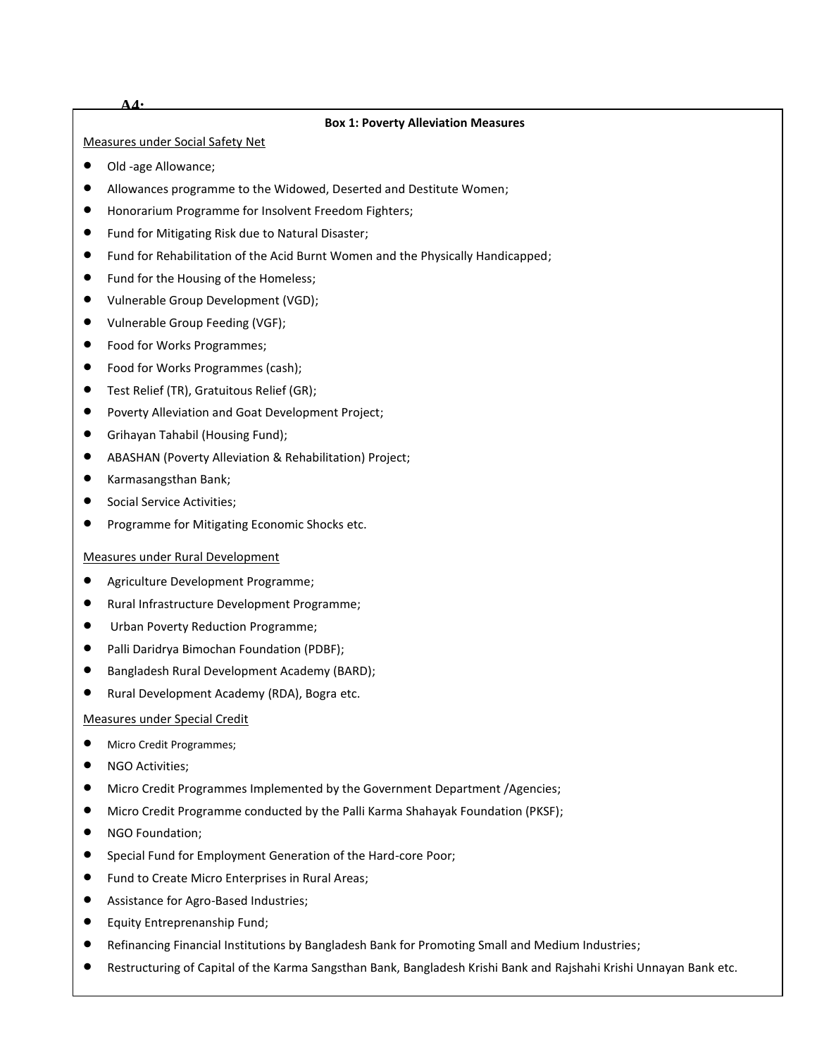A4:

**Box 1: Poverty Alleviation Measures**

Measures under Social Safety Net

- Old -age Allowance;
- Allowances programme to the Widowed, Deserted and Destitute Women;
- Honorarium Programme for Insolvent Freedom Fighters;
- Fund for Mitigating Risk due to Natural Disaster;
- Fund for Rehabilitation of the Acid Burnt Women and the Physically Handicapped;
- Fund for the Housing of the Homeless;
- Vulnerable Group Development (VGD);
- Vulnerable Group Feeding (VGF);
- Food for Works Programmes;
- Food for Works Programmes (cash);
- Test Relief (TR), Gratuitous Relief (GR);
- Poverty Alleviation and Goat Development Project;
- Grihayan Tahabil (Housing Fund);
- ABASHAN (Poverty Alleviation & Rehabilitation) Project;
- Karmasangsthan Bank;
- Social Service Activities;
- Programme for Mitigating Economic Shocks etc.

Measures under Rural Development

- Agriculture Development Programme;
- Rural Infrastructure Development Programme;
- Urban Poverty Reduction Programme;
- Palli Daridrya Bimochan Foundation (PDBF);
- Bangladesh Rural Development Academy (BARD);
- Rural Development Academy (RDA), Bogra etc.

Measures under Special Credit

- Micro Credit Programmes;
- NGO Activities;
- Micro Credit Programmes Implemented by the Government Department /Agencies;
- Micro Credit Programme conducted by the Palli Karma Shahayak Foundation (PKSF);
- NGO Foundation;
- Special Fund for Employment Generation of the Hard-core Poor;
- Fund to Create Micro Enterprises in Rural Areas;
- Assistance for Agro-Based Industries;
- Equity Entreprenanship Fund;
- Refinancing Financial Institutions by Bangladesh Bank for Promoting Small and Medium Industries;
- Restructuring of Capital of the Karma Sangsthan Bank, Bangladesh Krishi Bank and Rajshahi Krishi Unnayan Bank etc.